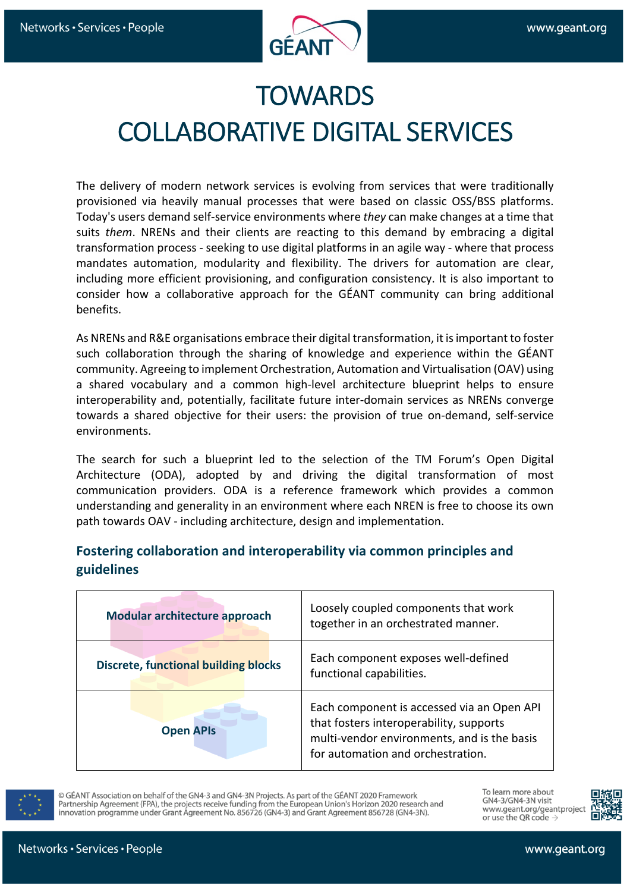# TOWARDS COLLABORATIVE DIGITAL SERVICES

The delivery of modern network services is evolving from services that were traditionally provisioned via heavily manual processes that were based on classic OSS/BSS platforms. Today's users demand self-service environments where *they* can make changes at a time that suits *them*. NRENs and their clients are reacting to this demand by embracing a digital transformation process - seeking to use digital platforms in an agile way - where that process mandates automation, modularity and flexibility. The drivers for automation are clear, including more efficient provisioning, and configuration consistency. It is also important to consider how a collaborative approach for the GÉANT community can bring additional benefits.

As NRENs and R&E organisations embrace their digital transformation, it is important to foster such collaboration through the sharing of knowledge and experience within the GÉANT community. Agreeing to implement Orchestration, Automation and Virtualisation (OAV) using a shared vocabulary and a common high-level architecture blueprint helps to ensure interoperability and, potentially, facilitate future inter-domain services as NRENs converge towards a shared objective for their users: the provision of true on-demand, self-service environments.

The search for such a blueprint led to the selection of the TM Forum's Open Digital Architecture (ODA), adopted by and driving the digital transformation of most communication providers. ODA is a reference framework which provides a common understanding and generality in an environment where each NREN is free to choose its own path towards OAV - including architecture, design and implementation.

## Fostering collaboration and interoperability via common principles and guidelines

| | |
|---|---|
| **Modular architecture approach** | Loosely coupled components that work together in an orchestrated manner. |
| **Discrete, functional building blocks** | Each component exposes well-defined functional capabilities. |
| **Open APIs** | Each component is accessed via an Open API that fosters interoperability, supports multi-vendor environments, and is the basis for automation and orchestration. |

© GÉANT Association on behalf of the GN4-3 and GN4-3N Projects. As part of the GÉANT 2020 Framework Partnership Agreement (FPA), the projects receive funding from the European Union's Horizon 2020 research and innovation programme under Grant Agreement No. 856726 (GN4-3) and Grant Agreement 856728 (GN4-3N).

To learn more about GN4-3/GN4-3N visit www.geant.org/geantproject or use the QR code →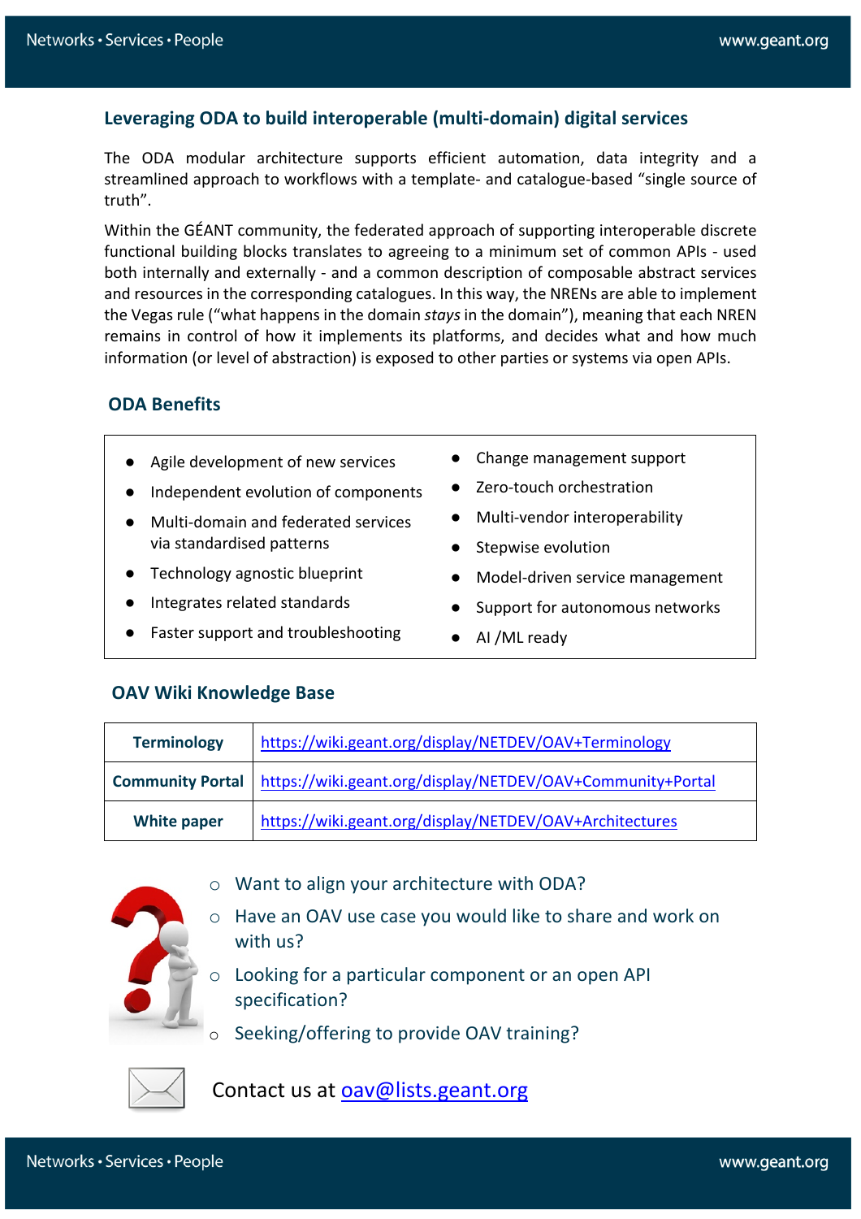## Leveraging ODA to build interoperable (multi-domain) digital services

The ODA modular architecture supports efficient automation, data integrity and a streamlined approach to workflows with a template- and catalogue-based "single source of truth".

Within the GÉANT community, the federated approach of supporting interoperable discrete functional building blocks translates to agreeing to a minimum set of common APIs - used both internally and externally - and a common description of composable abstract services and resources in the corresponding catalogues. In this way, the NRENs are able to implement the Vegas rule ("what happens in the domain *stays* in the domain"), meaning that each NREN remains in control of how it implements its platforms, and decides what and how much information (or level of abstraction) is exposed to other parties or systems via open APIs.

## ODA Benefits

- Agile development of new services
- Independent evolution of components
- Multi-domain and federated services via standardised patterns
- Technology agnostic blueprint
- Integrates related standards
- Faster support and troubleshooting
- Change management support
- Zero-touch orchestration
- Multi-vendor interoperability
- Stepwise evolution
- Model-driven service management
- Support for autonomous networks
- AI /ML ready

## OAV Wiki Knowledge Base

| | |
|---|---|
| **Terminology** | https://wiki.geant.org/display/NETDEV/OAV+Terminology |
| **Community Portal** | https://wiki.geant.org/display/NETDEV/OAV+Community+Portal |
| **White paper** | https://wiki.geant.org/display/NETDEV/OAV+Architectures |

- Want to align your architecture with ODA?
- Have an OAV use case you would like to share and work on with us?
- Looking for a particular component or an open API specification?
- Seeking/offering to provide OAV training?

Contact us at oav@lists.geant.org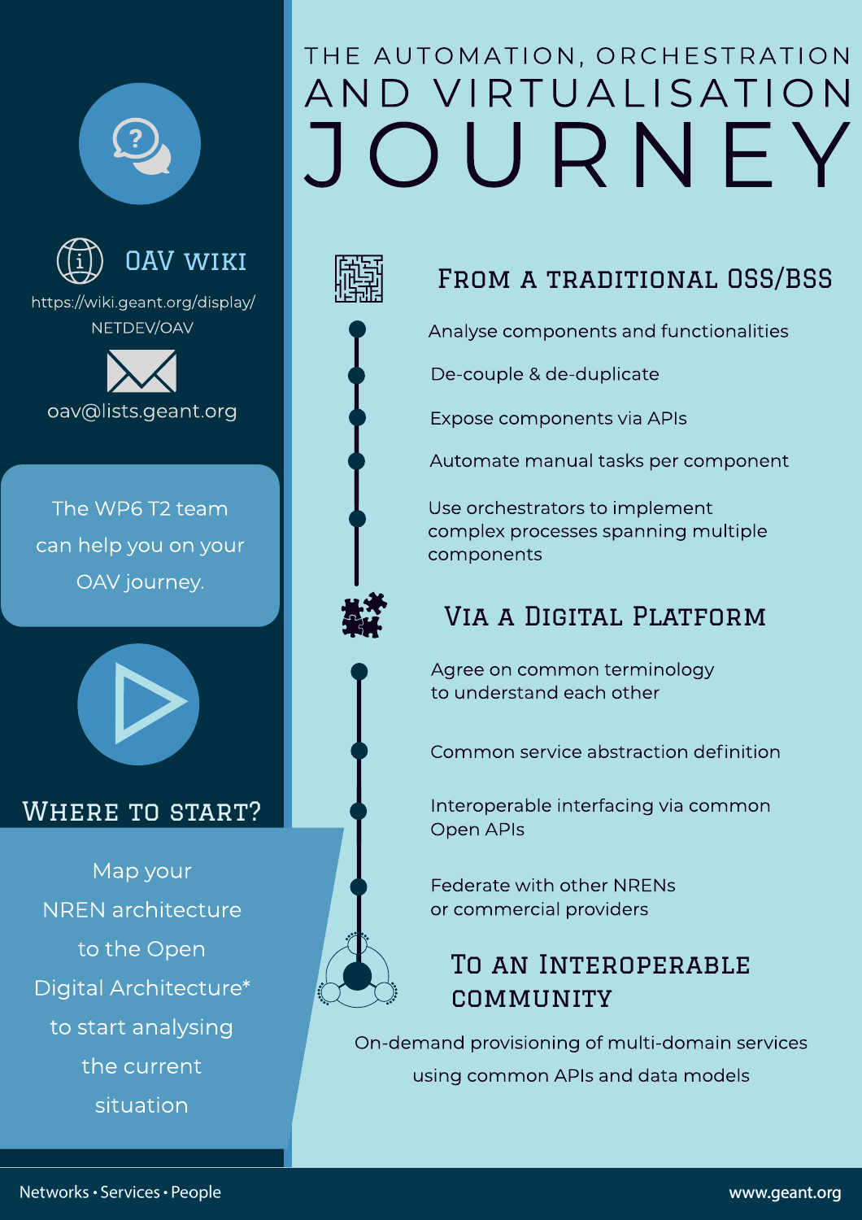# The Automation, Orchestration and Virtualisation Journey

## From a traditional OSS/BSS

- Analyse components and functionalities
- De-couple & de-duplicate
- Expose components via APIs
- Automate manual tasks per component
- Use orchestrators to implement complex processes spanning multiple components

## Via a Digital Platform

- Agree on common terminology to understand each other
- Common service abstraction definition
- Interoperable interfacing via common Open APIs
- Federate with other NRENs or commercial providers

## To an Interoperable community

On-demand provisioning of multi-domain services using common APIs and data models

## OAV wiki

https://wiki.geant.org/display/NETDEV/OAV

oav@lists.geant.org

The WP6 T2 team can help you on your OAV journey.

## Where to start?

Map your NREN architecture to the Open Digital Architecture* to start analysing the current situation

Networks • Services • People

www.geant.org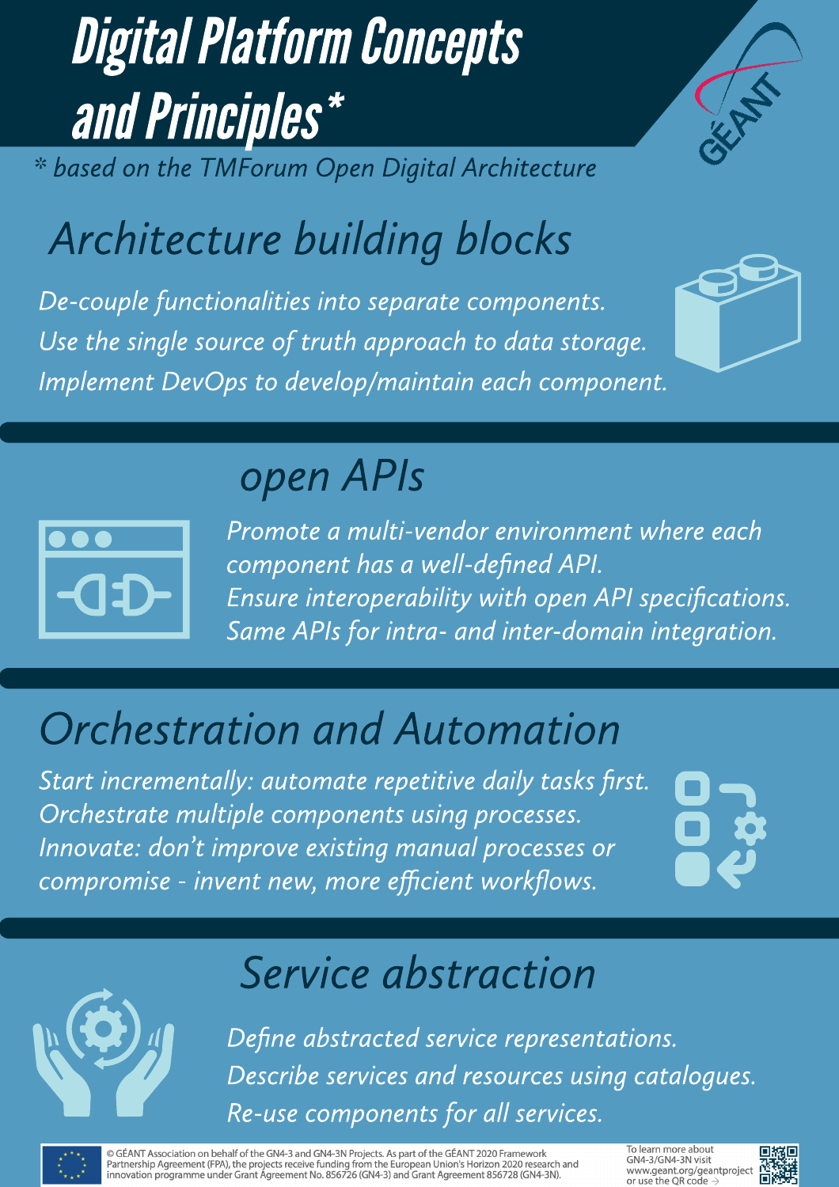# Digital Platform Concepts and Principles*

\* based on the TMForum Open Digital Architecture

## Architecture building blocks

*De-couple functionalities into separate components.*
*Use the single source of truth approach to data storage.*
*Implement DevOps to develop/maintain each component.*

## open APIs

*Promote a multi-vendor environment where each component has a well-defined API.*
*Ensure interoperability with open API specifications.*
*Same APIs for intra- and inter-domain integration.*

## Orchestration and Automation

*Start incrementally: automate repetitive daily tasks first.*
*Orchestrate multiple components using processes.*
*Innovate: don't improve existing manual processes or compromise - invent new, more efficient workflows.*

## Service abstraction

*Define abstracted service representations.*
*Describe services and resources using catalogues.*
*Re-use components for all services.*

© GÉANT Association on behalf of the GN4-3 and GN4-3N Projects. As part of the GÉANT 2020 Framework Partnership Agreement (FPA), the projects receive funding from the European Union's Horizon 2020 research and innovation programme under Grant Agreement No. 856726 (GN4-3) and Grant Agreement 856728 (GN4-3N).

To learn more about GN4-3/GN4-3N visit www.geant.org/geantproject or use the QR code →